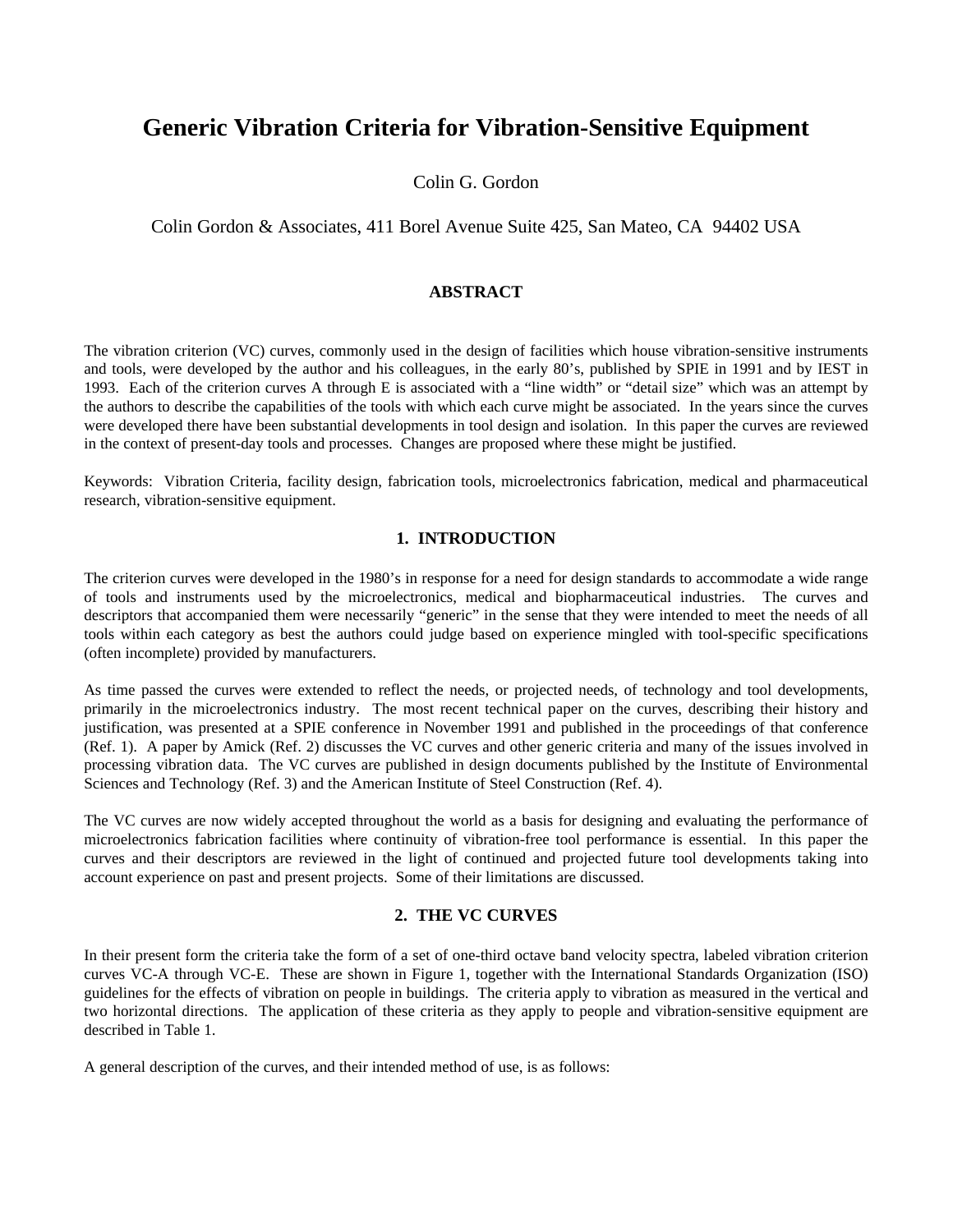# Generic Vibration Criteria for Vibration-Sensitive Equipment

Colin G. Gordon

Colin Gordon & Associates, 411 Borel Avenue Suite 425, San Mateo, CA 94402 USA

## ABSTRACT

The vibration criterion (VC) curves, commonly used in the design of facilities which house vibration-sensitive instruments and tools, were developed by the author and his colleagues, in the early 80's, published by SPIE in 1991 and by IEST in 1993. Each of the criterion curves A through E is associated with a "line width" or "detail size" which was an attempt by the authors to describe the capabilities of the tools with which each curve might be associated. In the years since the curves were developed there have been substantial developments in tool design and isolation. In this paper the curves are reviewed in the context of present-day tools and processes. Changes are proposed where these might be justified.

Keywords: Vibration Criteria, facility design, fabrication tools, microelectronics fabrication, medical and pharmaceutical research, vibration-sensitive equipment.

## 1. INTRODUCTION

The criterion curves were developed in the 1980's in response for a need for design standards to accommodate a wide range of tools and instruments used by the microelectronics, medical and biopharmaceutical industries. The curves and descriptors that accompanied them were necessarily "generic" in the sense that they were intended to meet the needs of all tools within each category as best the authors could judge based on experience mingled with tool-specific specifications (often incomplete) provided by manufacturers.

As time passed the curves were extended to reflect the needs, or projected needs, of technology and tool developments, primarily in the microelectronics industry. The most recent technical paper on the curves, describing their history and justification, was presented at a SPIE conference in November 1991 and published in the proceedings of that conference (Ref. 1). A paper by Amick (Ref. 2) discusses the VC curves and other generic criteria and many of the issues involved in processing vibration data. The VC curves are published in design documents published by the Institute of Environmental Sciences and Technology (Ref. 3) and the American Institute of Steel Construction (Ref. 4).

The VC curves are now widely accepted throughout the world as a basis for designing and evaluating the performance of microelectronics fabrication facilities where continuity of vibration-free tool performance is essential. In this paper the curves and their descriptors are reviewed in the light of continued and projected future tool developments taking into account experience on past and present projects. Some of their limitations are discussed.

## 2. THE VC CURVES

In their present form the criteria take the form of a set of one-third octave band velocity spectra, labeled vibration criterion curves VC-A through VC-E. These are shown in Figure 1, together with the International Standards Organization (ISO) guidelines for the effects of vibration on people in buildings. The criteria apply to vibration as measured in the vertical and two horizontal directions. The application of these criteria as they apply to people and vibration-sensitive equipment are described in Table 1.

A general description of the curves, and their intended method of use, is as follows: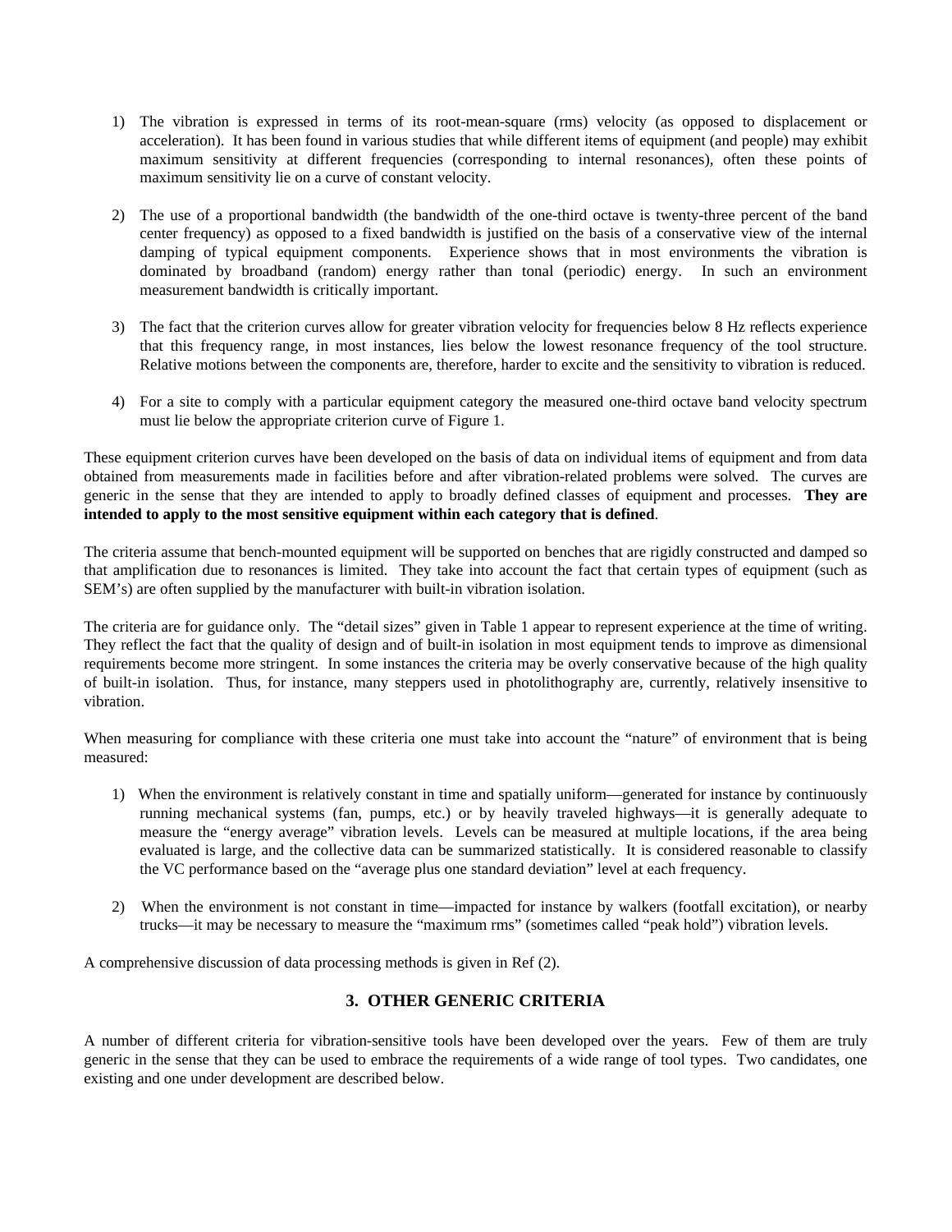1) The vibration is expressed in terms of its root-mean-square (rms) velocity (as opposed to displacement or acceleration). It has been found in various studies that while different items of equipment (and people) may exhibit maximum sensitivity at different frequencies (corresponding to internal resonances), often these points of maximum sensitivity lie on a curve of constant velocity.

2) The use of a proportional bandwidth (the bandwidth of the one-third octave is twenty-three percent of the band center frequency) as opposed to a fixed bandwidth is justified on the basis of a conservative view of the internal damping of typical equipment components. Experience shows that in most environments the vibration is dominated by broadband (random) energy rather than tonal (periodic) energy. In such an environment measurement bandwidth is critically important.

3) The fact that the criterion curves allow for greater vibration velocity for frequencies below 8 Hz reflects experience that this frequency range, in most instances, lies below the lowest resonance frequency of the tool structure. Relative motions between the components are, therefore, harder to excite and the sensitivity to vibration is reduced.

4) For a site to comply with a particular equipment category the measured one-third octave band velocity spectrum must lie below the appropriate criterion curve of Figure 1.

These equipment criterion curves have been developed on the basis of data on individual items of equipment and from data obtained from measurements made in facilities before and after vibration-related problems were solved. The curves are generic in the sense that they are intended to apply to broadly defined classes of equipment and processes. **They are intended to apply to the most sensitive equipment within each category that is defined**.

The criteria assume that bench-mounted equipment will be supported on benches that are rigidly constructed and damped so that amplification due to resonances is limited. They take into account the fact that certain types of equipment (such as SEM's) are often supplied by the manufacturer with built-in vibration isolation.

The criteria are for guidance only. The "detail sizes" given in Table 1 appear to represent experience at the time of writing. They reflect the fact that the quality of design and of built-in isolation in most equipment tends to improve as dimensional requirements become more stringent. In some instances the criteria may be overly conservative because of the high quality of built-in isolation. Thus, for instance, many steppers used in photolithography are, currently, relatively insensitive to vibration.

When measuring for compliance with these criteria one must take into account the "nature" of environment that is being measured:

1) When the environment is relatively constant in time and spatially uniform—generated for instance by continuously running mechanical systems (fan, pumps, etc.) or by heavily traveled highways—it is generally adequate to measure the "energy average" vibration levels. Levels can be measured at multiple locations, if the area being evaluated is large, and the collective data can be summarized statistically. It is considered reasonable to classify the VC performance based on the "average plus one standard deviation" level at each frequency.

2) When the environment is not constant in time—impacted for instance by walkers (footfall excitation), or nearby trucks—it may be necessary to measure the "maximum rms" (sometimes called "peak hold") vibration levels.

A comprehensive discussion of data processing methods is given in Ref (2).

## 3. OTHER GENERIC CRITERIA

A number of different criteria for vibration-sensitive tools have been developed over the years. Few of them are truly generic in the sense that they can be used to embrace the requirements of a wide range of tool types. Two candidates, one existing and one under development are described below.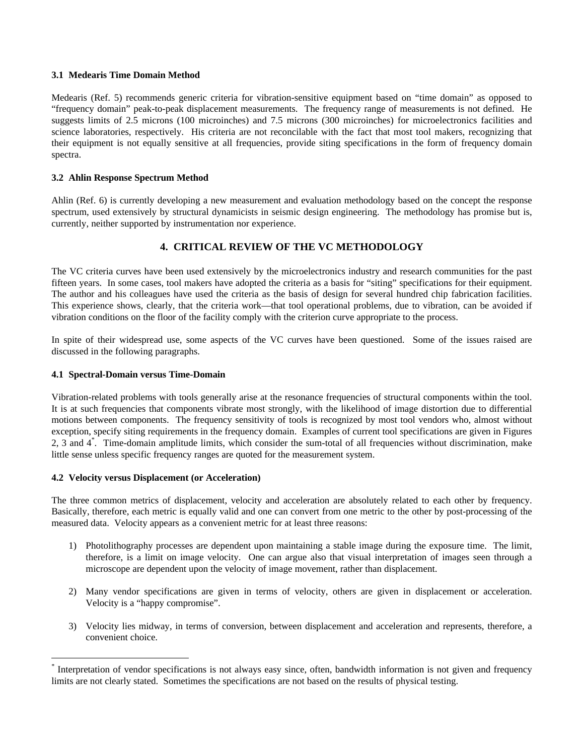### 3.1 Medearis Time Domain Method

Medearis (Ref. 5) recommends generic criteria for vibration-sensitive equipment based on "time domain" as opposed to "frequency domain" peak-to-peak displacement measurements. The frequency range of measurements is not defined. He suggests limits of 2.5 microns (100 microinches) and 7.5 microns (300 microinches) for microelectronics facilities and science laboratories, respectively. His criteria are not reconcilable with the fact that most tool makers, recognizing that their equipment is not equally sensitive at all frequencies, provide siting specifications in the form of frequency domain spectra.

### 3.2 Ahlin Response Spectrum Method

Ahlin (Ref. 6) is currently developing a new measurement and evaluation methodology based on the concept the response spectrum, used extensively by structural dynamicists in seismic design engineering. The methodology has promise but is, currently, neither supported by instrumentation nor experience.

## 4. CRITICAL REVIEW OF THE VC METHODOLOGY

The VC criteria curves have been used extensively by the microelectronics industry and research communities for the past fifteen years. In some cases, tool makers have adopted the criteria as a basis for "siting" specifications for their equipment. The author and his colleagues have used the criteria as the basis of design for several hundred chip fabrication facilities. This experience shows, clearly, that the criteria work—that tool operational problems, due to vibration, can be avoided if vibration conditions on the floor of the facility comply with the criterion curve appropriate to the process.

In spite of their widespread use, some aspects of the VC curves have been questioned. Some of the issues raised are discussed in the following paragraphs.

### 4.1 Spectral-Domain versus Time-Domain

Vibration-related problems with tools generally arise at the resonance frequencies of structural components within the tool. It is at such frequencies that components vibrate most strongly, with the likelihood of image distortion due to differential motions between components. The frequency sensitivity of tools is recognized by most tool vendors who, almost without exception, specify siting requirements in the frequency domain. Examples of current tool specifications are given in Figures 2, 3 and 4*. Time-domain amplitude limits, which consider the sum-total of all frequencies without discrimination, make little sense unless specific frequency ranges are quoted for the measurement system.

### 4.2 Velocity versus Displacement (or Acceleration)

The three common metrics of displacement, velocity and acceleration are absolutely related to each other by frequency. Basically, therefore, each metric is equally valid and one can convert from one metric to the other by post-processing of the measured data. Velocity appears as a convenient metric for at least three reasons:

1) Photolithography processes are dependent upon maintaining a stable image during the exposure time. The limit, therefore, is a limit on image velocity. One can argue also that visual interpretation of images seen through a microscope are dependent upon the velocity of image movement, rather than displacement.

2) Many vendor specifications are given in terms of velocity, others are given in displacement or acceleration. Velocity is a "happy compromise".

3) Velocity lies midway, in terms of conversion, between displacement and acceleration and represents, therefore, a convenient choice.

---

* Interpretation of vendor specifications is not always easy since, often, bandwidth information is not given and frequency limits are not clearly stated. Sometimes the specifications are not based on the results of physical testing.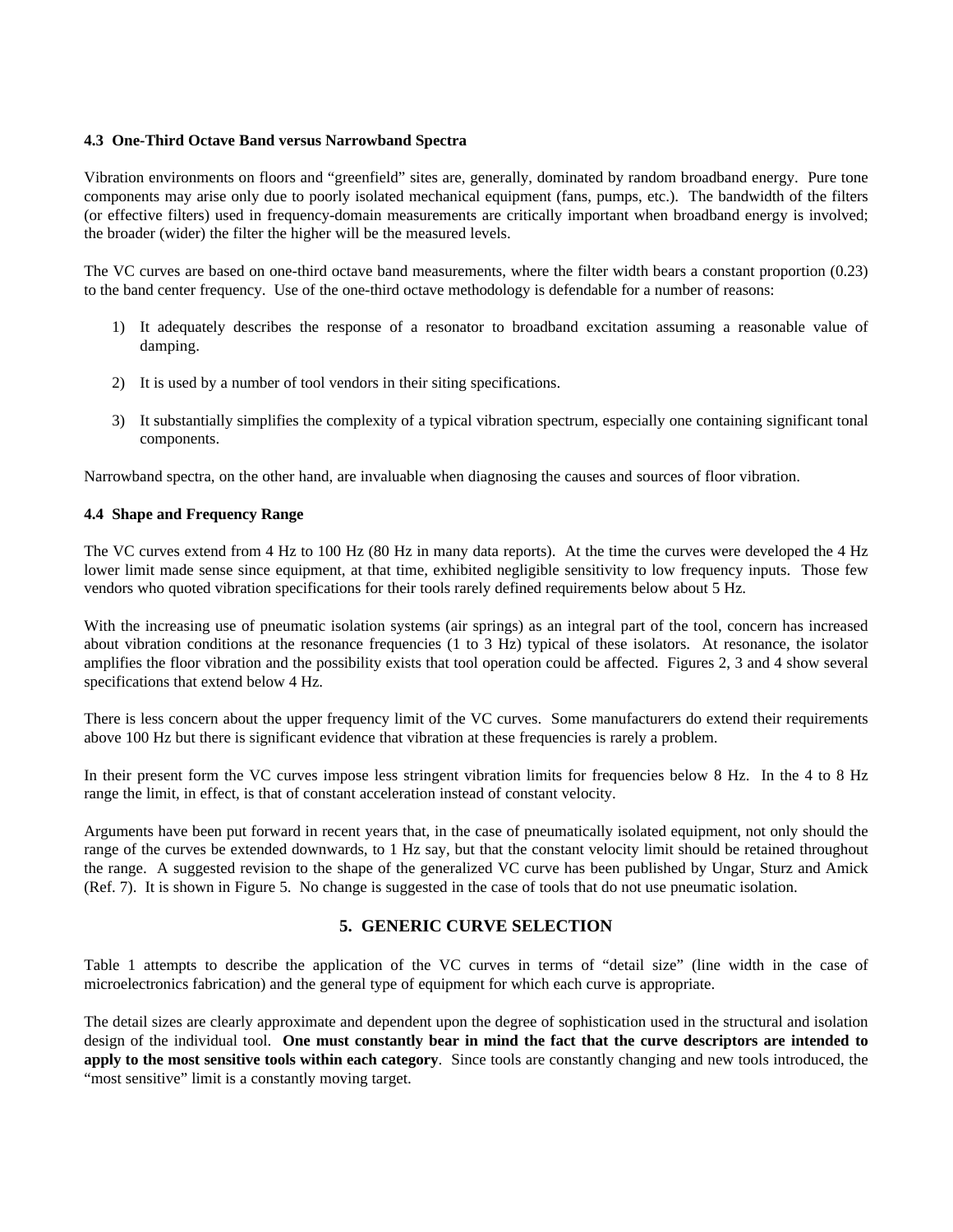### 4.3 One-Third Octave Band versus Narrowband Spectra

Vibration environments on floors and "greenfield" sites are, generally, dominated by random broadband energy. Pure tone components may arise only due to poorly isolated mechanical equipment (fans, pumps, etc.). The bandwidth of the filters (or effective filters) used in frequency-domain measurements are critically important when broadband energy is involved; the broader (wider) the filter the higher will be the measured levels.

The VC curves are based on one-third octave band measurements, where the filter width bears a constant proportion (0.23) to the band center frequency. Use of the one-third octave methodology is defendable for a number of reasons:

1) It adequately describes the response of a resonator to broadband excitation assuming a reasonable value of damping.

2) It is used by a number of tool vendors in their siting specifications.

3) It substantially simplifies the complexity of a typical vibration spectrum, especially one containing significant tonal components.

Narrowband spectra, on the other hand, are invaluable when diagnosing the causes and sources of floor vibration.

### 4.4 Shape and Frequency Range

The VC curves extend from 4 Hz to 100 Hz (80 Hz in many data reports). At the time the curves were developed the 4 Hz lower limit made sense since equipment, at that time, exhibited negligible sensitivity to low frequency inputs. Those few vendors who quoted vibration specifications for their tools rarely defined requirements below about 5 Hz.

With the increasing use of pneumatic isolation systems (air springs) as an integral part of the tool, concern has increased about vibration conditions at the resonance frequencies (1 to 3 Hz) typical of these isolators. At resonance, the isolator amplifies the floor vibration and the possibility exists that tool operation could be affected. Figures 2, 3 and 4 show several specifications that extend below 4 Hz.

There is less concern about the upper frequency limit of the VC curves. Some manufacturers do extend their requirements above 100 Hz but there is significant evidence that vibration at these frequencies is rarely a problem.

In their present form the VC curves impose less stringent vibration limits for frequencies below 8 Hz. In the 4 to 8 Hz range the limit, in effect, is that of constant acceleration instead of constant velocity.

Arguments have been put forward in recent years that, in the case of pneumatically isolated equipment, not only should the range of the curves be extended downwards, to 1 Hz say, but that the constant velocity limit should be retained throughout the range. A suggested revision to the shape of the generalized VC curve has been published by Ungar, Sturz and Amick (Ref. 7). It is shown in Figure 5. No change is suggested in the case of tools that do not use pneumatic isolation.

## 5. GENERIC CURVE SELECTION

Table 1 attempts to describe the application of the VC curves in terms of "detail size" (line width in the case of microelectronics fabrication) and the general type of equipment for which each curve is appropriate.

The detail sizes are clearly approximate and dependent upon the degree of sophistication used in the structural and isolation design of the individual tool. **One must constantly bear in mind the fact that the curve descriptors are intended to apply to the most sensitive tools within each category**. Since tools are constantly changing and new tools introduced, the "most sensitive" limit is a constantly moving target.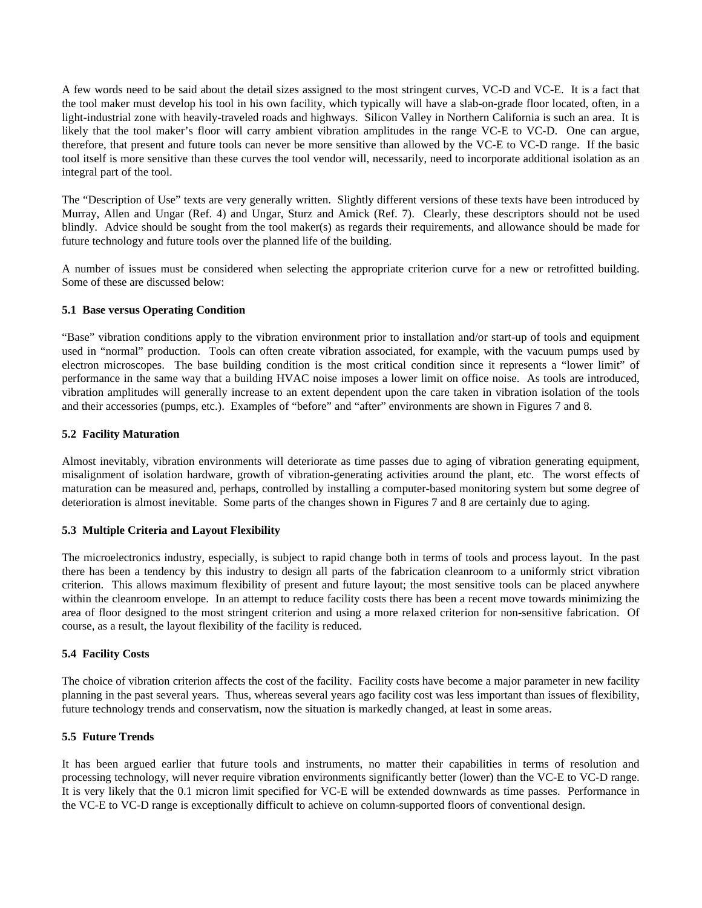A few words need to be said about the detail sizes assigned to the most stringent curves, VC-D and VC-E. It is a fact that the tool maker must develop his tool in his own facility, which typically will have a slab-on-grade floor located, often, in a light-industrial zone with heavily-traveled roads and highways. Silicon Valley in Northern California is such an area. It is likely that the tool maker's floor will carry ambient vibration amplitudes in the range VC-E to VC-D. One can argue, therefore, that present and future tools can never be more sensitive than allowed by the VC-E to VC-D range. If the basic tool itself is more sensitive than these curves the tool vendor will, necessarily, need to incorporate additional isolation as an integral part of the tool.

The "Description of Use" texts are very generally written. Slightly different versions of these texts have been introduced by Murray, Allen and Ungar (Ref. 4) and Ungar, Sturz and Amick (Ref. 7). Clearly, these descriptors should not be used blindly. Advice should be sought from the tool maker(s) as regards their requirements, and allowance should be made for future technology and future tools over the planned life of the building.

A number of issues must be considered when selecting the appropriate criterion curve for a new or retrofitted building. Some of these are discussed below:

### 5.1 Base versus Operating Condition

"Base" vibration conditions apply to the vibration environment prior to installation and/or start-up of tools and equipment used in "normal" production. Tools can often create vibration associated, for example, with the vacuum pumps used by electron microscopes. The base building condition is the most critical condition since it represents a "lower limit" of performance in the same way that a building HVAC noise imposes a lower limit on office noise. As tools are introduced, vibration amplitudes will generally increase to an extent dependent upon the care taken in vibration isolation of the tools and their accessories (pumps, etc.). Examples of "before" and "after" environments are shown in Figures 7 and 8.

### 5.2 Facility Maturation

Almost inevitably, vibration environments will deteriorate as time passes due to aging of vibration generating equipment, misalignment of isolation hardware, growth of vibration-generating activities around the plant, etc. The worst effects of maturation can be measured and, perhaps, controlled by installing a computer-based monitoring system but some degree of deterioration is almost inevitable. Some parts of the changes shown in Figures 7 and 8 are certainly due to aging.

### 5.3 Multiple Criteria and Layout Flexibility

The microelectronics industry, especially, is subject to rapid change both in terms of tools and process layout. In the past there has been a tendency by this industry to design all parts of the fabrication cleanroom to a uniformly strict vibration criterion. This allows maximum flexibility of present and future layout; the most sensitive tools can be placed anywhere within the cleanroom envelope. In an attempt to reduce facility costs there has been a recent move towards minimizing the area of floor designed to the most stringent criterion and using a more relaxed criterion for non-sensitive fabrication. Of course, as a result, the layout flexibility of the facility is reduced.

### 5.4 Facility Costs

The choice of vibration criterion affects the cost of the facility. Facility costs have become a major parameter in new facility planning in the past several years. Thus, whereas several years ago facility cost was less important than issues of flexibility, future technology trends and conservatism, now the situation is markedly changed, at least in some areas.

### 5.5 Future Trends

It has been argued earlier that future tools and instruments, no matter their capabilities in terms of resolution and processing technology, will never require vibration environments significantly better (lower) than the VC-E to VC-D range. It is very likely that the 0.1 micron limit specified for VC-E will be extended downwards as time passes. Performance in the VC-E to VC-D range is exceptionally difficult to achieve on column-supported floors of conventional design.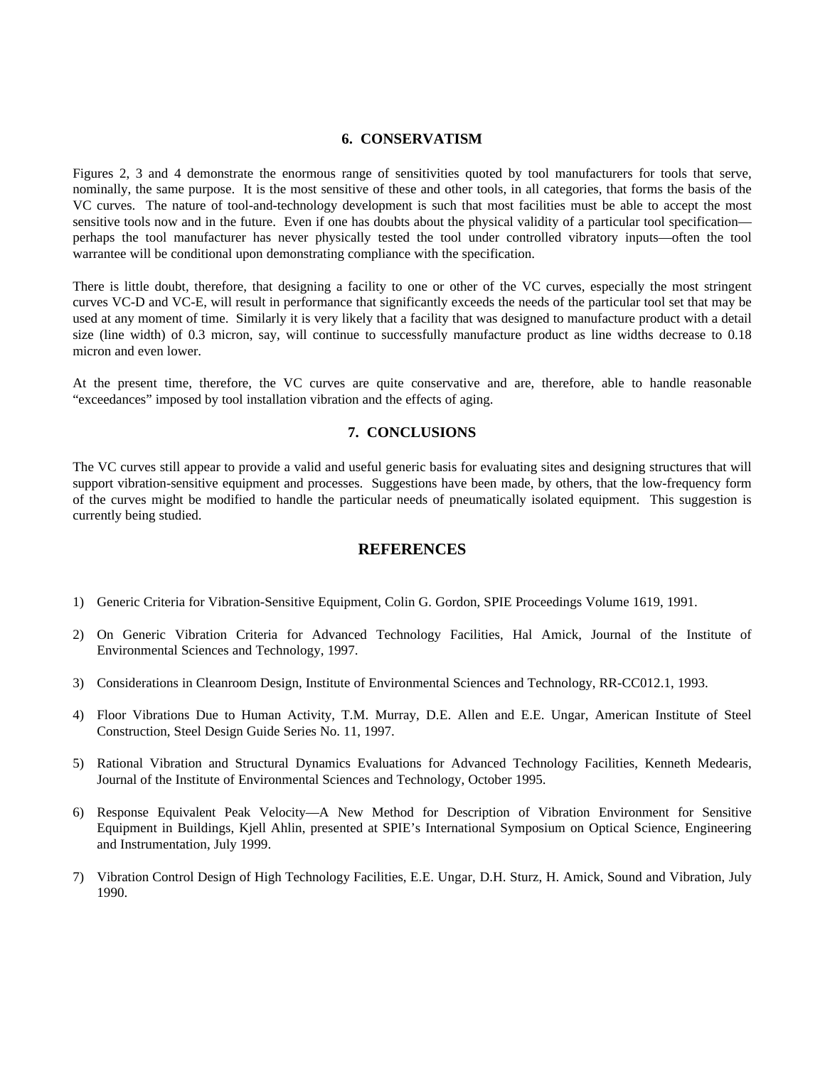## 6. CONSERVATISM

Figures 2, 3 and 4 demonstrate the enormous range of sensitivities quoted by tool manufacturers for tools that serve, nominally, the same purpose. It is the most sensitive of these and other tools, in all categories, that forms the basis of the VC curves. The nature of tool-and-technology development is such that most facilities must be able to accept the most sensitive tools now and in the future. Even if one has doubts about the physical validity of a particular tool specification—perhaps the tool manufacturer has never physically tested the tool under controlled vibratory inputs—often the tool warrantee will be conditional upon demonstrating compliance with the specification.

There is little doubt, therefore, that designing a facility to one or other of the VC curves, especially the most stringent curves VC-D and VC-E, will result in performance that significantly exceeds the needs of the particular tool set that may be used at any moment of time. Similarly it is very likely that a facility that was designed to manufacture product with a detail size (line width) of 0.3 micron, say, will continue to successfully manufacture product as line widths decrease to 0.18 micron and even lower.

At the present time, therefore, the VC curves are quite conservative and are, therefore, able to handle reasonable "exceedances" imposed by tool installation vibration and the effects of aging.

## 7. CONCLUSIONS

The VC curves still appear to provide a valid and useful generic basis for evaluating sites and designing structures that will support vibration-sensitive equipment and processes. Suggestions have been made, by others, that the low-frequency form of the curves might be modified to handle the particular needs of pneumatically isolated equipment. This suggestion is currently being studied.

## REFERENCES

1) Generic Criteria for Vibration-Sensitive Equipment, Colin G. Gordon, SPIE Proceedings Volume 1619, 1991.

2) On Generic Vibration Criteria for Advanced Technology Facilities, Hal Amick, Journal of the Institute of Environmental Sciences and Technology, 1997.

3) Considerations in Cleanroom Design, Institute of Environmental Sciences and Technology, RR-CC012.1, 1993.

4) Floor Vibrations Due to Human Activity, T.M. Murray, D.E. Allen and E.E. Ungar, American Institute of Steel Construction, Steel Design Guide Series No. 11, 1997.

5) Rational Vibration and Structural Dynamics Evaluations for Advanced Technology Facilities, Kenneth Medearis, Journal of the Institute of Environmental Sciences and Technology, October 1995.

6) Response Equivalent Peak Velocity—A New Method for Description of Vibration Environment for Sensitive Equipment in Buildings, Kjell Ahlin, presented at SPIE's International Symposium on Optical Science, Engineering and Instrumentation, July 1999.

7) Vibration Control Design of High Technology Facilities, E.E. Ungar, D.H. Sturz, H. Amick, Sound and Vibration, July 1990.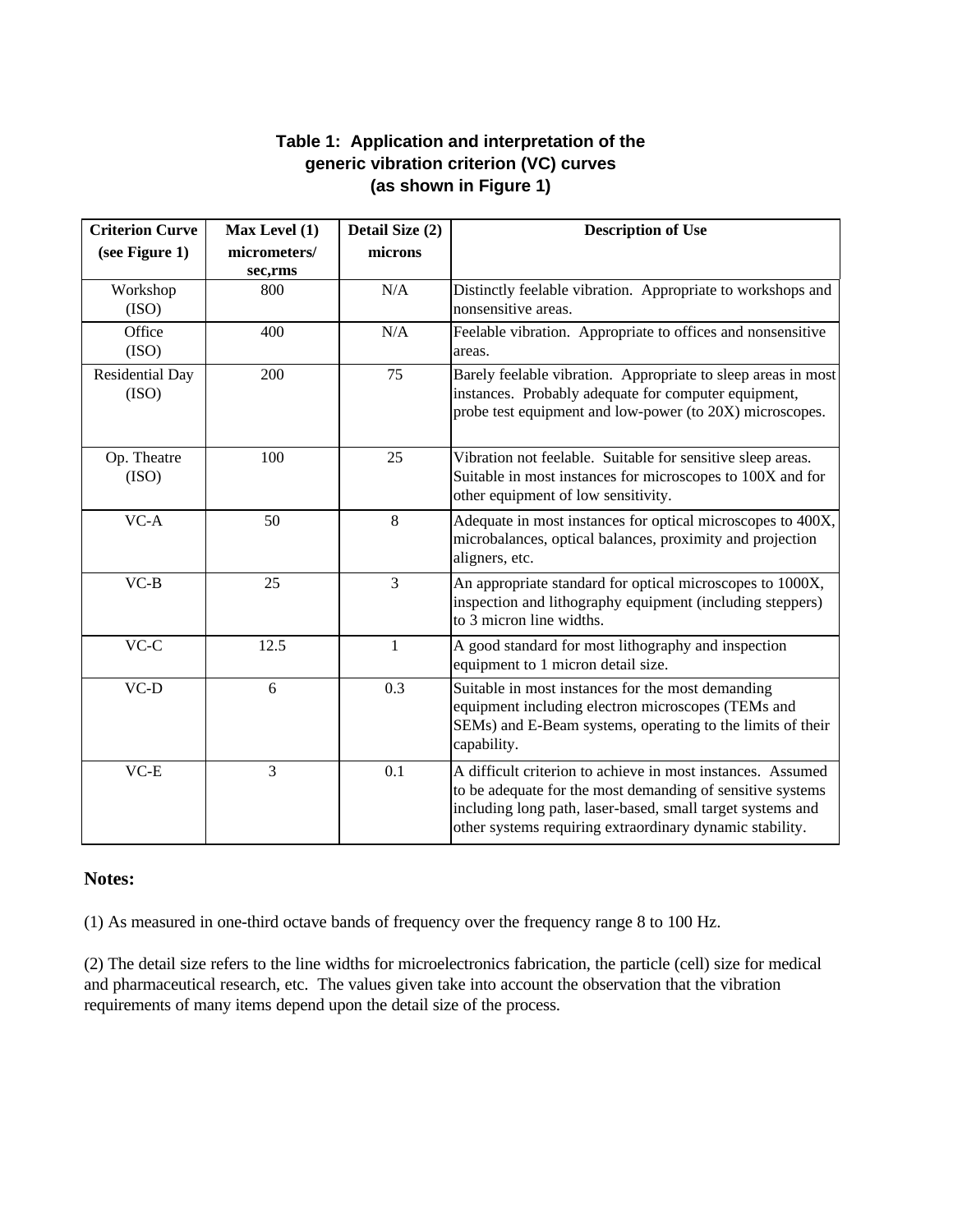**Table 1: Application and interpretation of the generic vibration criterion (VC) curves (as shown in Figure 1)**

| Criterion Curve (see Figure 1) | Max Level (1) micrometers/ sec,rms | Detail Size (2) microns | Description of Use |
|---|---|---|---|
| Workshop (ISO) | 800 | N/A | Distinctly feelable vibration. Appropriate to workshops and nonsensitive areas. |
| Office (ISO) | 400 | N/A | Feelable vibration. Appropriate to offices and nonsensitive areas. |
| Residential Day (ISO) | 200 | 75 | Barely feelable vibration. Appropriate to sleep areas in most instances. Probably adequate for computer equipment, probe test equipment and low-power (to 20X) microscopes. |
| Op. Theatre (ISO) | 100 | 25 | Vibration not feelable. Suitable for sensitive sleep areas. Suitable in most instances for microscopes to 100X and for other equipment of low sensitivity. |
| VC-A | 50 | 8 | Adequate in most instances for optical microscopes to 400X, microbalances, optical balances, proximity and projection aligners, etc. |
| VC-B | 25 | 3 | An appropriate standard for optical microscopes to 1000X, inspection and lithography equipment (including steppers) to 3 micron line widths. |
| VC-C | 12.5 | 1 | A good standard for most lithography and inspection equipment to 1 micron detail size. |
| VC-D | 6 | 0.3 | Suitable in most instances for the most demanding equipment including electron microscopes (TEMs and SEMs) and E-Beam systems, operating to the limits of their capability. |
| VC-E | 3 | 0.1 | A difficult criterion to achieve in most instances. Assumed to be adequate for the most demanding of sensitive systems including long path, laser-based, small target systems and other systems requiring extraordinary dynamic stability. |

**Notes:**

(1) As measured in one-third octave bands of frequency over the frequency range 8 to 100 Hz.

(2) The detail size refers to the line widths for microelectronics fabrication, the particle (cell) size for medical and pharmaceutical research, etc. The values given take into account the observation that the vibration requirements of many items depend upon the detail size of the process.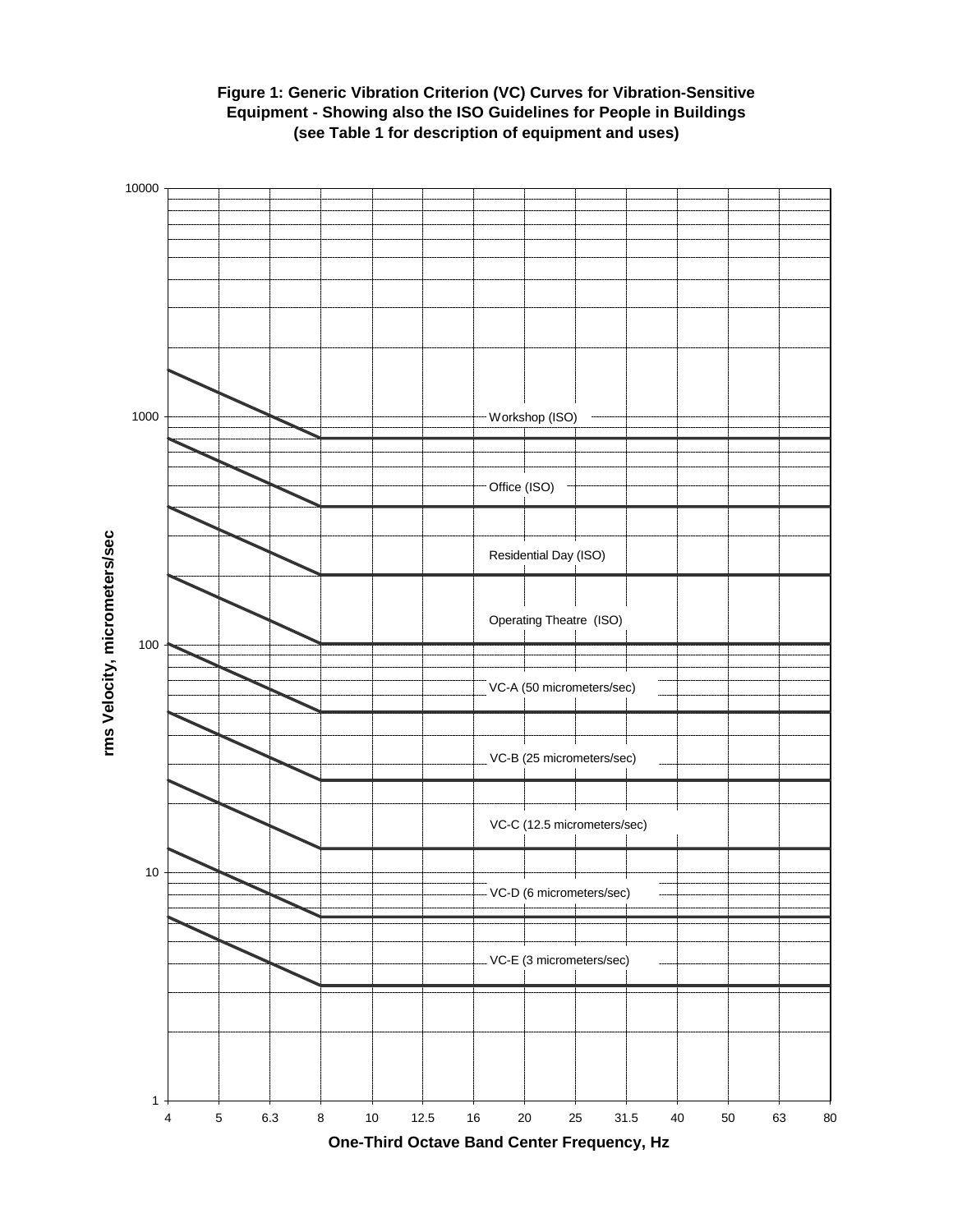**Figure 1: Generic Vibration Criterion (VC) Curves for Vibration-Sensitive Equipment - Showing also the ISO Guidelines for People in Buildings (see Table 1 for description of equipment and uses)**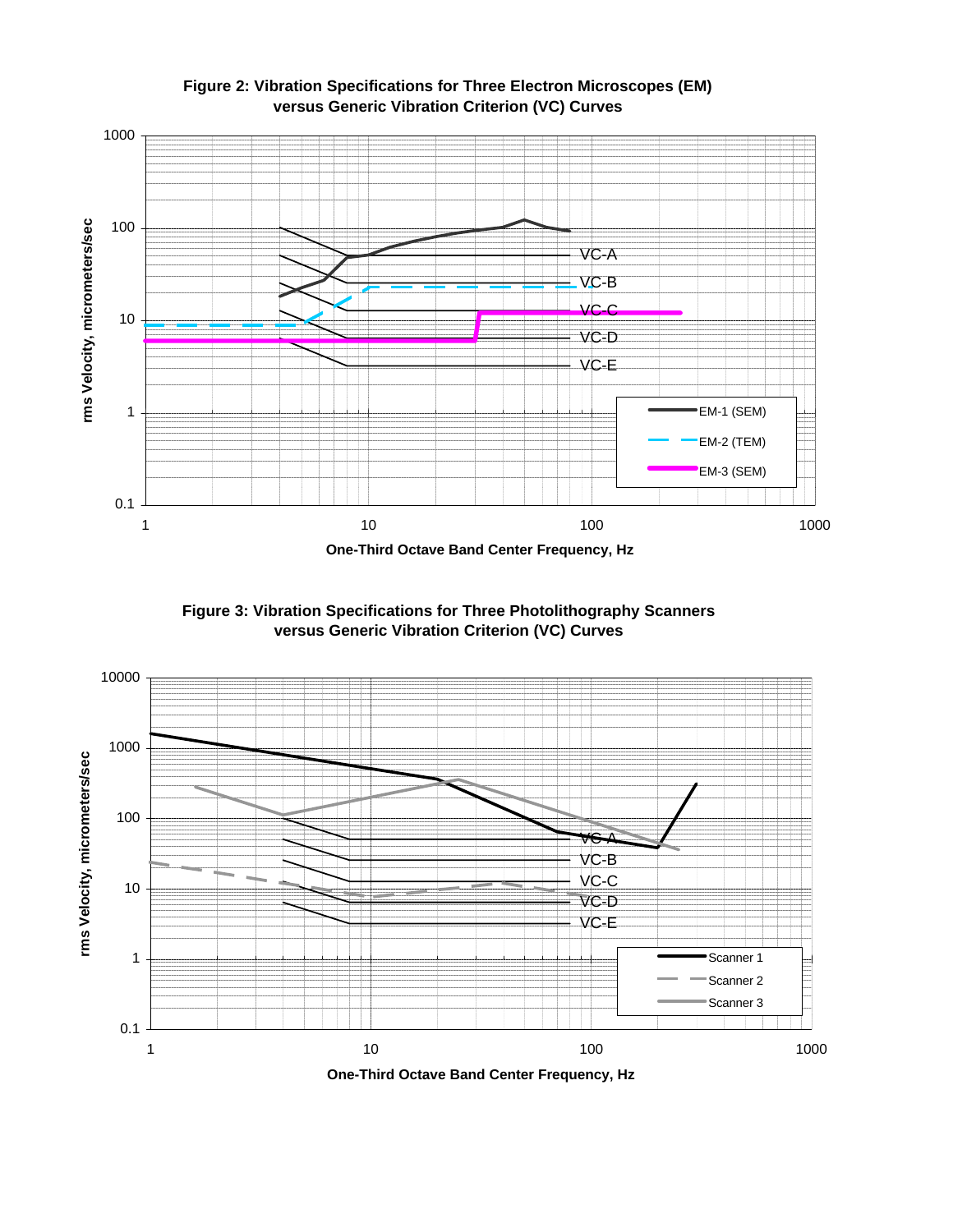**Figure 2: Vibration Specifications for Three Electron Microscopes (EM) versus Generic Vibration Criterion (VC) Curves**

**Figure 3: Vibration Specifications for Three Photolithography Scanners versus Generic Vibration Criterion (VC) Curves**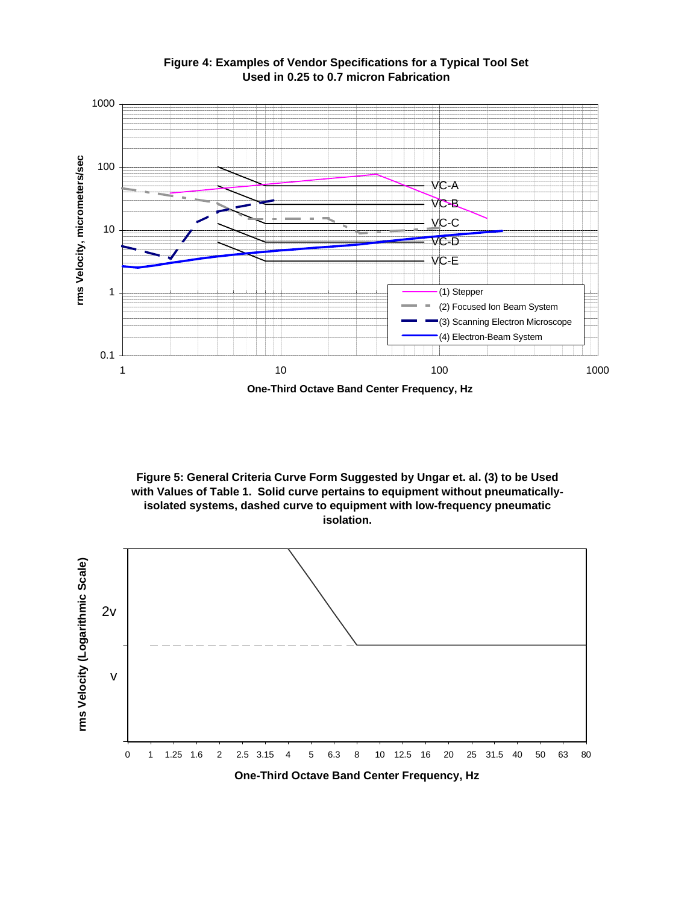**Figure 4: Examples of Vendor Specifications for a Typical Tool Set Used in 0.25 to 0.7 micron Fabrication**

**Figure 5: General Criteria Curve Form Suggested by Ungar et. al. (3) to be Used with Values of Table 1. Solid curve pertains to equipment without pneumatically-isolated systems, dashed curve to equipment with low-frequency pneumatic isolation.**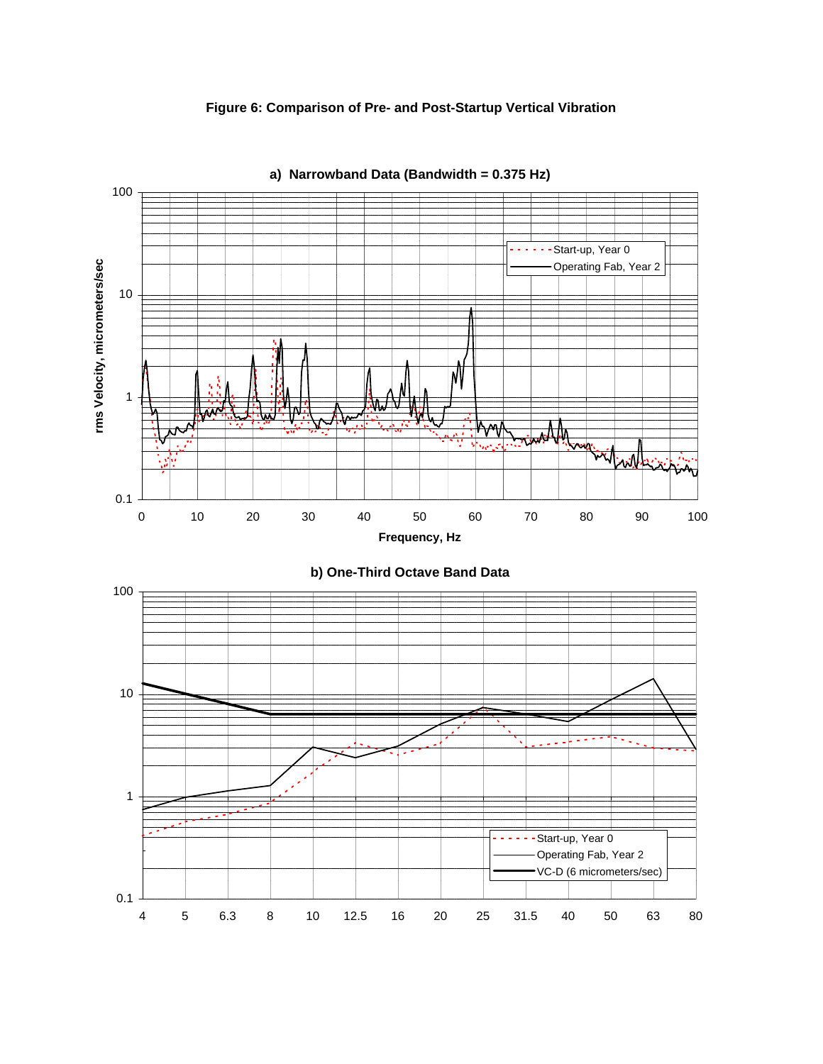**Figure 6: Comparison of Pre- and Post-Startup Vertical Vibration**

**a) Narrowband Data (Bandwidth = 0.375 Hz)**

rms Velocity, micrometers/sec

Frequency, Hz

Start-up, Year 0

Operating Fab, Year 2

**b) One-Third Octave Band Data**

Start-up, Year 0

Operating Fab, Year 2

VC-D (6 micrometers/sec)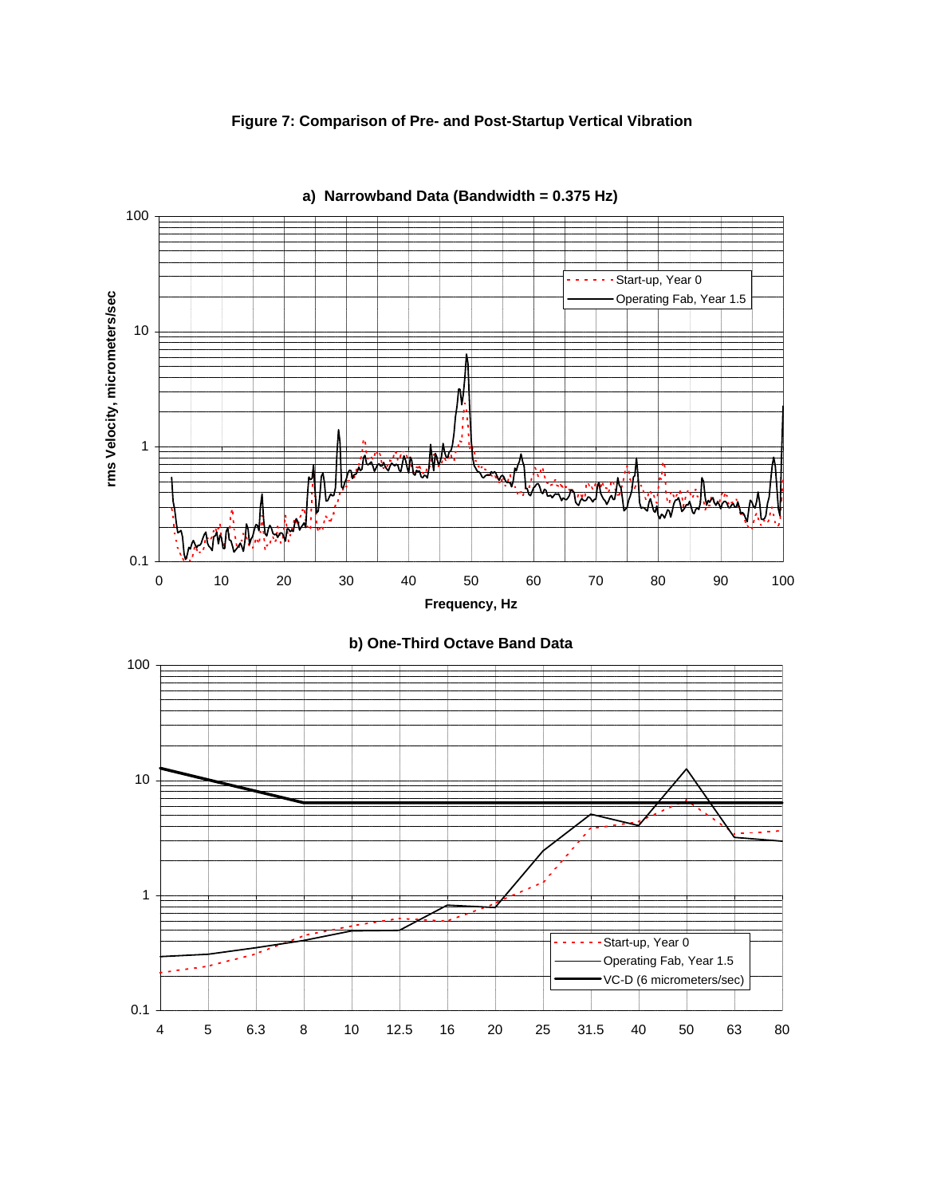**Figure 7: Comparison of Pre- and Post-Startup Vertical Vibration**

**a) Narrowband Data (Bandwidth = 0.375 Hz)**

rms Velocity, micrometers/sec

100
10
1
0.1

0 10 20 30 40 50 60 70 80 90 100

Frequency, Hz

Start-up, Year 0
Operating Fab, Year 1.5

**b) One-Third Octave Band Data**

100
10
1
0.1

4 5 6.3 8 10 12.5 16 20 25 31.5 40 50 63 80

Start-up, Year 0
Operating Fab, Year 1.5
VC-D (6 micrometers/sec)